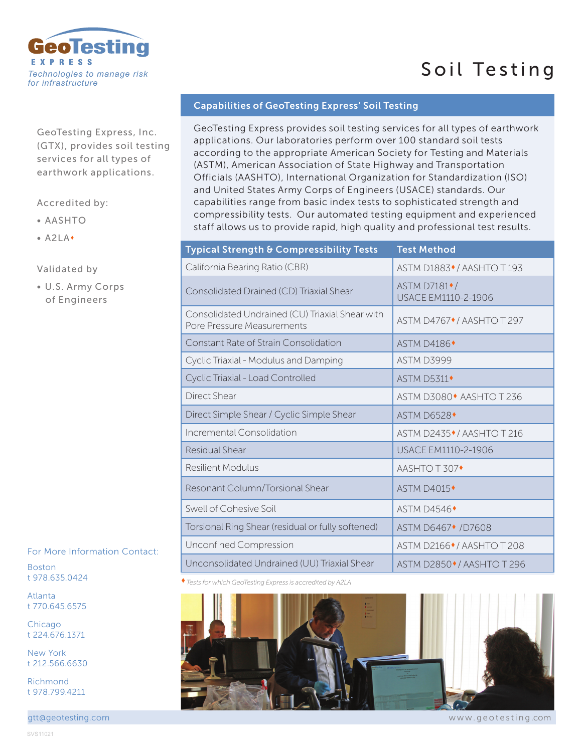GeoTesting EXPRESS

*Technologies to manage risk for infrastructure*

# Soil Testing

GeoTesting Express, Inc. (GTX), provides soil testing services for all types of earthwork applications.

Accredited by:

- AASHTO
- A2LA♦

Validated by

- U.S. Army Corps of Engineers

## Capabilities of GeoTesting Express' Soil Testing

GeoTesting Express provides soil testing services for all types of earthwork applications. Our laboratories perform over 100 standard soil tests according to the appropriate American Society for Testing and Materials (ASTM), American Association of State Highway and Transportation Officials (AASHTO), International Organization for Standardization (ISO) and United States Army Corps of Engineers (USACE) standards. Our capabilities range from basic index tests to sophisticated strength and compressibility tests. Our automated testing equipment and experienced staff allows us to provide rapid, high quality and professional test results.

| Typical Strength & Compressibility Tests | Test Method |
|---|---|
| California Bearing Ratio (CBR) | ASTM D1883♦ / AASHTO T 193 |
| Consolidated Drained (CD) Triaxial Shear | ASTM D7181♦ / USACE EM1110-2-1906 |
| Consolidated Undrained (CU) Triaxial Shear with Pore Pressure Measurements | ASTM D4767♦ / AASHTO T 297 |
| Constant Rate of Strain Consolidation | ASTM D4186♦ |
| Cyclic Triaxial - Modulus and Damping | ASTM D3999 |
| Cyclic Triaxial - Load Controlled | ASTM D5311♦ |
| Direct Shear | ASTM D3080♦ AASHTO T 236 |
| Direct Simple Shear / Cyclic Simple Shear | ASTM D6528♦ |
| Incremental Consolidation | ASTM D2435♦ / AASHTO T 216 |
| Residual Shear | USACE EM1110-2-1906 |
| Resilient Modulus | AASHTO T 307♦ |
| Resonant Column/Torsional Shear | ASTM D4015♦ |
| Swell of Cohesive Soil | ASTM D4546♦ |
| Torsional Ring Shear (residual or fully softened) | ASTM D6467♦ /D7608 |
| Unconfined Compression | ASTM D2166♦ / AASHTO T 208 |
| Unconsolidated Undrained (UU) Triaxial Shear | ASTM D2850♦ / AASHTO T 296 |

♦ *Tests for which GeoTesting Express is accredited by A2LA*

For More Information Contact:

Boston
t 978.635.0424

Atlanta
t 770.645.6575

Chicago
t 224.676.1371

New York
t 212.566.6630

Richmond
t 978.799.4211

gtt@geotesting.com

www.geotesting.com

SVS11021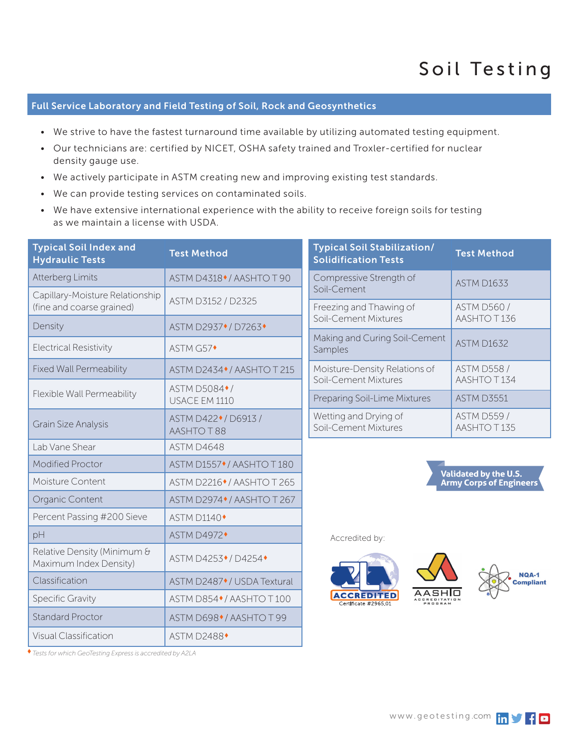# Soil Testing

## Full Service Laboratory and Field Testing of Soil, Rock and Geosynthetics

- We strive to have the fastest turnaround time available by utilizing automated testing equipment.
- Our technicians are: certified by NICET, OSHA safety trained and Troxler-certified for nuclear density gauge use.
- We actively participate in ASTM creating new and improving existing test standards.
- We can provide testing services on contaminated soils.
- We have extensive international experience with the ability to receive foreign soils for testing as we maintain a license with USDA.

| Typical Soil Index and Hydraulic Tests | Test Method |
|---|---|
| Atterberg Limits | ASTM D4318♦ / AASHTO T 90 |
| Capillary-Moisture Relationship (fine and coarse grained) | ASTM D3152 / D2325 |
| Density | ASTM D2937♦ / D7263♦ |
| Electrical Resistivity | ASTM G57♦ |
| Fixed Wall Permeability | ASTM D2434♦ / AASHTO T 215 |
| Flexible Wall Permeability | ASTM D5084♦ / USACE EM 1110 |
| Grain Size Analysis | ASTM D422♦ / D6913 / AASHTO T 88 |
| Lab Vane Shear | ASTM D4648 |
| Modified Proctor | ASTM D1557♦ / AASHTO T 180 |
| Moisture Content | ASTM D2216♦ / AASHTO T 265 |
| Organic Content | ASTM D2974♦ / AASHTO T 267 |
| Percent Passing #200 Sieve | ASTM D1140♦ |
| pH | ASTM D4972♦ |
| Relative Density (Minimum & Maximum Index Density) | ASTM D4253♦ / D4254♦ |
| Classification | ASTM D2487♦ / USDA Textural |
| Specific Gravity | ASTM D854♦ / AASHTO T 100 |
| Standard Proctor | ASTM D698♦ / AASHTO T 99 |
| Visual Classification | ASTM D2488♦ |

♦ *Tests for which GeoTesting Express is accredited by A2LA*

| Typical Soil Stabilization/ Solidification Tests | Test Method |
|---|---|
| Compressive Strength of Soil-Cement | ASTM D1633 |
| Freezing and Thawing of Soil-Cement Mixtures | ASTM D560 / AASHTO T 136 |
| Making and Curing Soil-Cement Samples | ASTM D1632 |
| Moisture-Density Relations of Soil-Cement Mixtures | ASTM D558 / AASHTO T 134 |
| Preparing Soil-Lime Mixtures | ASTM D3551 |
| Wetting and Drying of Soil-Cement Mixtures | ASTM D559 / AASHTO T 135 |

**Validated by the U.S. Army Corps of Engineers**

Accredited by:

A2LA ACCREDITED Certificate #2965.01

AASHTO ACCREDITATION PROGRAM

NQA-1 Compliant

www.geotesting.com